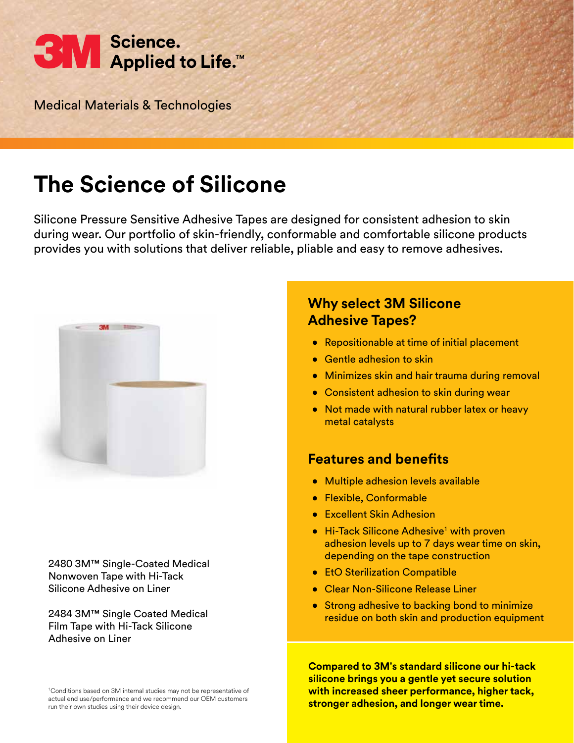3M Science. Applied to Life.™

Medical Materials & Technologies

# The Science of Silicone

Silicone Pressure Sensitive Adhesive Tapes are designed for consistent adhesion to skin during wear. Our portfolio of skin-friendly, conformable and comfortable silicone products provides you with solutions that deliver reliable, pliable and easy to remove adhesives.

2480 3M™ Single-Coated Medical Nonwoven Tape with Hi-Tack Silicone Adhesive on Liner

2484 3M™ Single Coated Medical Film Tape with Hi-Tack Silicone Adhesive on Liner

## Why select 3M Silicone Adhesive Tapes?

- Repositionable at time of initial placement
- Gentle adhesion to skin
- Minimizes skin and hair trauma during removal
- Consistent adhesion to skin during wear
- Not made with natural rubber latex or heavy metal catalysts

## Features and benefits

- Multiple adhesion levels available
- Flexible, Conformable
- Excellent Skin Adhesion
- Hi-Tack Silicone Adhesive[1] with proven adhesion levels up to 7 days wear time on skin, depending on the tape construction
- EtO Sterilization Compatible
- Clear Non-Silicone Release Liner
- Strong adhesive to backing bond to minimize residue on both skin and production equipment

**Compared to 3M's standard silicone our hi-tack silicone brings you a gentle yet secure solution with increased sheer performance, higher tack, stronger adhesion, and longer wear time.**

[1]Conditions based on 3M internal studies may not be representative of actual end use/performance and we recommend our OEM customers run their own studies using their device design.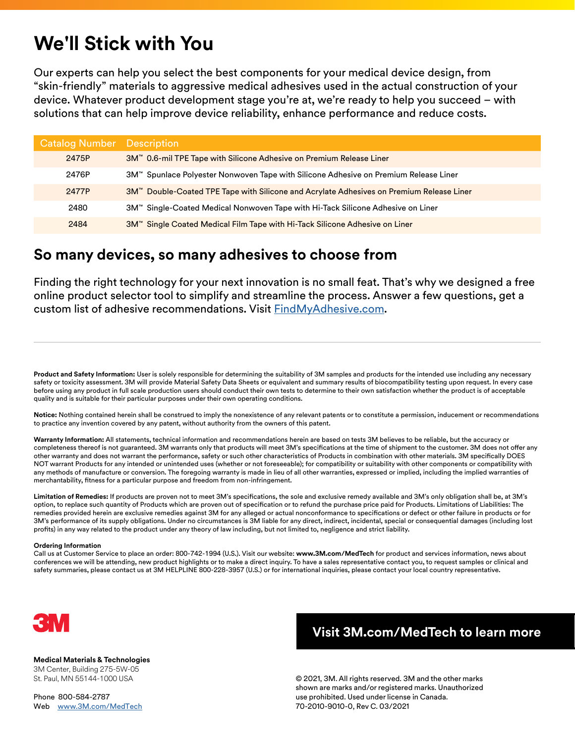# We'll Stick with You

Our experts can help you select the best components for your medical device design, from "skin-friendly" materials to aggressive medical adhesives used in the actual construction of your device. Whatever product development stage you're at, we're ready to help you succeed – with solutions that can help improve device reliability, enhance performance and reduce costs.

| Catalog Number | Description |
| --- | --- |
| 2475P | 3M™ 0.6-mil TPE Tape with Silicone Adhesive on Premium Release Liner |
| 2476P | 3M™ Spunlace Polyester Nonwoven Tape with Silicone Adhesive on Premium Release Liner |
| 2477P | 3M™ Double-Coated TPE Tape with Silicone and Acrylate Adhesives on Premium Release Liner |
| 2480 | 3M™ Single-Coated Medical Nonwoven Tape with Hi-Tack Silicone Adhesive on Liner |
| 2484 | 3M™ Single Coated Medical Film Tape with Hi-Tack Silicone Adhesive on Liner |

## So many devices, so many adhesives to choose from

Finding the right technology for your next innovation is no small feat. That's why we designed a free online product selector tool to simplify and streamline the process. Answer a few questions, get a custom list of adhesive recommendations. Visit FindMyAdhesive.com.

**Product and Safety Information:** User is solely responsible for determining the suitability of 3M samples and products for the intended use including any necessary safety or toxicity assessment. 3M will provide Material Safety Data Sheets or equivalent and summary results of biocompatibility testing upon request. In every case before using any product in full scale production users should conduct their own tests to determine to their own satisfaction whether the product is of acceptable quality and is suitable for their particular purposes under their own operating conditions.

**Notice:** Nothing contained herein shall be construed to imply the nonexistence of any relevant patents or to constitute a permission, inducement or recommendations to practice any invention covered by any patent, without authority from the owners of this patent.

**Warranty Information:** All statements, technical information and recommendations herein are based on tests 3M believes to be reliable, but the accuracy or completeness thereof is not guaranteed. 3M warrants only that products will meet 3M's specifications at the time of shipment to the customer. 3M does not offer any other warranty and does not warrant the performance, safety or such other characteristics of Products in combination with other materials. 3M specifically DOES NOT warrant Products for any intended or unintended uses (whether or not foreseeable); for compatibility or suitability with other components or compatibility with any methods of manufacture or conversion. The foregoing warranty is made in lieu of all other warranties, expressed or implied, including the implied warranties of merchantability, fitness for a particular purpose and freedom from non-infringement.

**Limitation of Remedies:** If products are proven not to meet 3M's specifications, the sole and exclusive remedy available and 3M's only obligation shall be, at 3M's option, to replace such quantity of Products which are proven out of specification or to refund the purchase price paid for Products. Limitations of Liabilities: The remedies provided herein are exclusive remedies against 3M for any alleged or actual nonconformance to specifications or defect or other failure in products or for 3M's performance of its supply obligations. Under no circumstances is 3M liable for any direct, indirect, incidental, special or consequential damages (including lost profits) in any way related to the product under any theory of law including, but not limited to, negligence and strict liability.

**Ordering Information**
Call us at Customer Service to place an order: 800-742-1994 (U.S.). Visit our website: **www.3M.com/MedTech** for product and services information, news about conferences we will be attending, new product highlights or to make a direct inquiry. To have a sales representative contact you, to request samples or clinical and safety summaries, please contact us at 3M HELPLINE 800-228-3957 (U.S.) or for international inquiries, please contact your local country representative.

3M

**Visit 3M.com/MedTech to learn more**

**Medical Materials & Technologies**
3M Center, Building 275-5W-05
St. Paul, MN 55144-1000 USA

Phone 800-584-2787
Web www.3M.com/MedTech

© 2021, 3M. All rights reserved. 3M and the other marks shown are marks and/or registered marks. Unauthorized use prohibited. Used under license in Canada.
70-2010-9010-0, Rev C. 03/2021